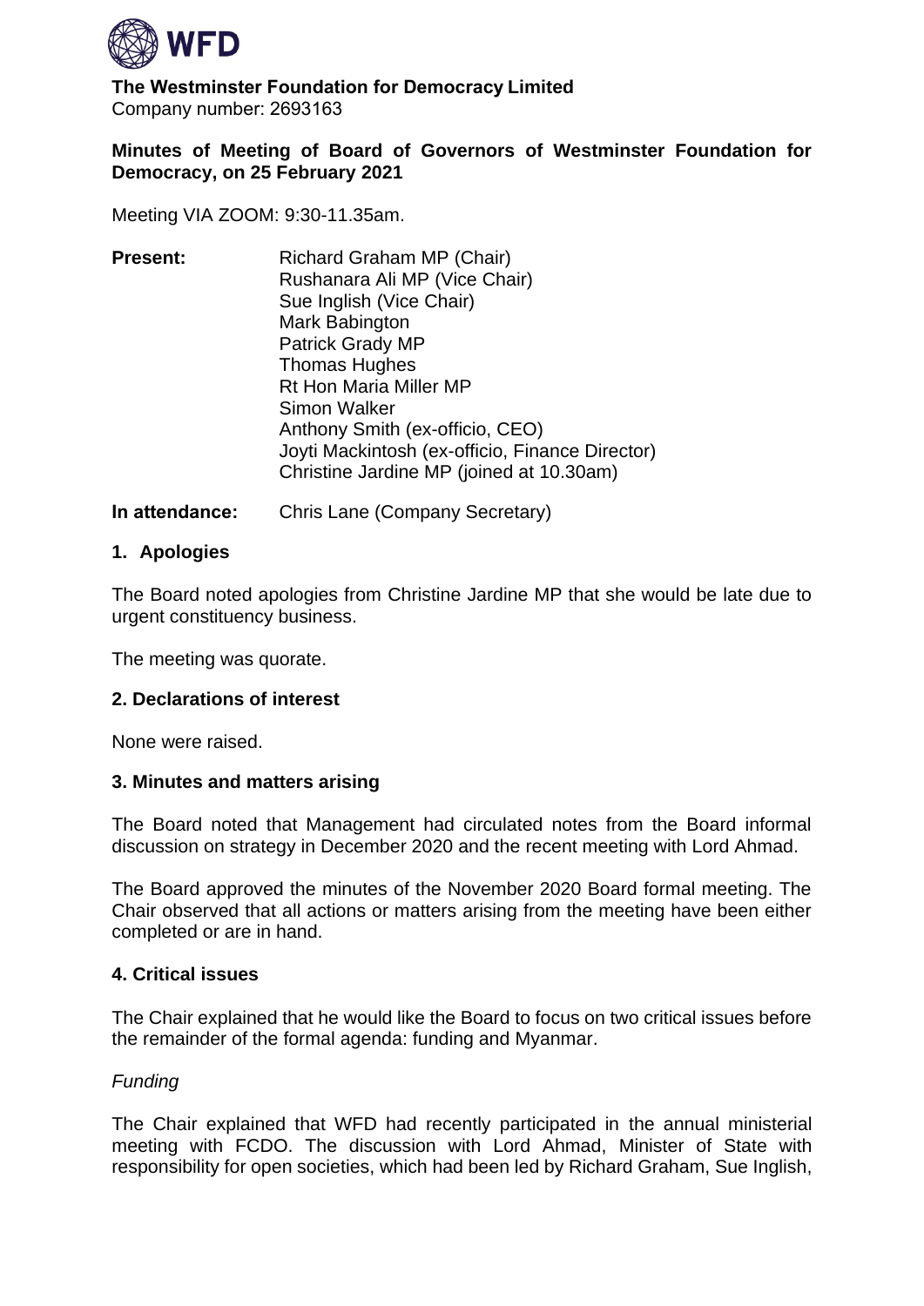**The Westminster Foundation for Democracy Limited**
Company number: 2693163

**Minutes of Meeting of Board of Governors of Westminster Foundation for Democracy, on 25 February 2021**

Meeting VIA ZOOM: 9:30-11.35am.

**Present:**
Richard Graham MP (Chair)
Rushanara Ali MP (Vice Chair)
Sue Inglish (Vice Chair)
Mark Babington
Patrick Grady MP
Thomas Hughes
Rt Hon Maria Miller MP
Simon Walker
Anthony Smith (ex-officio, CEO)
Joyti Mackintosh (ex-officio, Finance Director)
Christine Jardine MP (joined at 10.30am)

**In attendance:** Chris Lane (Company Secretary)

## 1. Apologies

The Board noted apologies from Christine Jardine MP that she would be late due to urgent constituency business.

The meeting was quorate.

## 2. Declarations of interest

None were raised.

## 3. Minutes and matters arising

The Board noted that Management had circulated notes from the Board informal discussion on strategy in December 2020 and the recent meeting with Lord Ahmad.

The Board approved the minutes of the November 2020 Board formal meeting. The Chair observed that all actions or matters arising from the meeting have been either completed or are in hand.

## 4. Critical issues

The Chair explained that he would like the Board to focus on two critical issues before the remainder of the formal agenda: funding and Myanmar.

*Funding*

The Chair explained that WFD had recently participated in the annual ministerial meeting with FCDO. The discussion with Lord Ahmad, Minister of State with responsibility for open societies, which had been led by Richard Graham, Sue Inglish,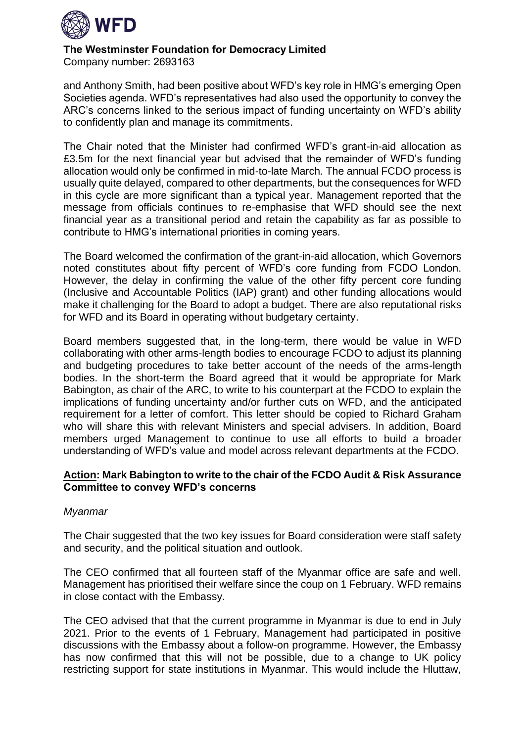and Anthony Smith, had been positive about WFD's key role in HMG's emerging Open Societies agenda. WFD's representatives had also used the opportunity to convey the ARC's concerns linked to the serious impact of funding uncertainty on WFD's ability to confidently plan and manage its commitments.

The Chair noted that the Minister had confirmed WFD's grant-in-aid allocation as £3.5m for the next financial year but advised that the remainder of WFD's funding allocation would only be confirmed in mid-to-late March. The annual FCDO process is usually quite delayed, compared to other departments, but the consequences for WFD in this cycle are more significant than a typical year. Management reported that the message from officials continues to re-emphasise that WFD should see the next financial year as a transitional period and retain the capability as far as possible to contribute to HMG's international priorities in coming years.

The Board welcomed the confirmation of the grant-in-aid allocation, which Governors noted constitutes about fifty percent of WFD's core funding from FCDO London. However, the delay in confirming the value of the other fifty percent core funding (Inclusive and Accountable Politics (IAP) grant) and other funding allocations would make it challenging for the Board to adopt a budget. There are also reputational risks for WFD and its Board in operating without budgetary certainty.

Board members suggested that, in the long-term, there would be value in WFD collaborating with other arms-length bodies to encourage FCDO to adjust its planning and budgeting procedures to take better account of the needs of the arms-length bodies. In the short-term the Board agreed that it would be appropriate for Mark Babington, as chair of the ARC, to write to his counterpart at the FCDO to explain the implications of funding uncertainty and/or further cuts on WFD, and the anticipated requirement for a letter of comfort. This letter should be copied to Richard Graham who will share this with relevant Ministers and special advisers. In addition, Board members urged Management to continue to use all efforts to build a broader understanding of WFD's value and model across relevant departments at the FCDO.

**<u>Action</u>: Mark Babington to write to the chair of the FCDO Audit & Risk Assurance Committee to convey WFD's concerns**

*Myanmar*

The Chair suggested that the two key issues for Board consideration were staff safety and security, and the political situation and outlook.

The CEO confirmed that all fourteen staff of the Myanmar office are safe and well. Management has prioritised their welfare since the coup on 1 February. WFD remains in close contact with the Embassy.

The CEO advised that that the current programme in Myanmar is due to end in July 2021. Prior to the events of 1 February, Management had participated in positive discussions with the Embassy about a follow-on programme. However, the Embassy has now confirmed that this will not be possible, due to a change to UK policy restricting support for state institutions in Myanmar. This would include the Hluttaw,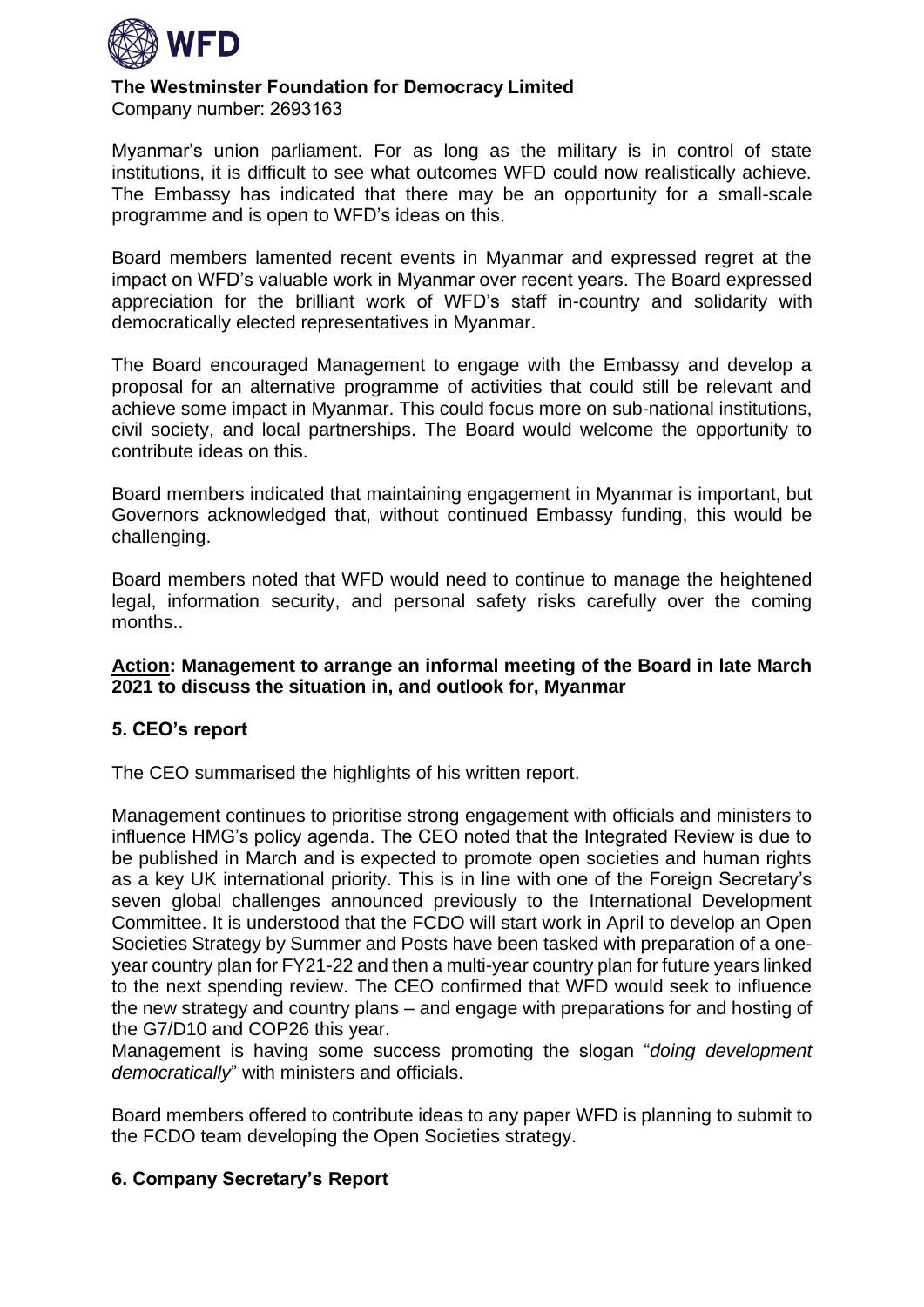Myanmar's union parliament. For as long as the military is in control of state institutions, it is difficult to see what outcomes WFD could now realistically achieve. The Embassy has indicated that there may be an opportunity for a small-scale programme and is open to WFD's ideas on this.

Board members lamented recent events in Myanmar and expressed regret at the impact on WFD's valuable work in Myanmar over recent years. The Board expressed appreciation for the brilliant work of WFD's staff in-country and solidarity with democratically elected representatives in Myanmar.

The Board encouraged Management to engage with the Embassy and develop a proposal for an alternative programme of activities that could still be relevant and achieve some impact in Myanmar. This could focus more on sub-national institutions, civil society, and local partnerships. The Board would welcome the opportunity to contribute ideas on this.

Board members indicated that maintaining engagement in Myanmar is important, but Governors acknowledged that, without continued Embassy funding, this would be challenging.

Board members noted that WFD would need to continue to manage the heightened legal, information security, and personal safety risks carefully over the coming months..

**<u>Action</u>: Management to arrange an informal meeting of the Board in late March 2021 to discuss the situation in, and outlook for, Myanmar**

## 5. CEO's report

The CEO summarised the highlights of his written report.

Management continues to prioritise strong engagement with officials and ministers to influence HMG's policy agenda. The CEO noted that the Integrated Review is due to be published in March and is expected to promote open societies and human rights as a key UK international priority. This is in line with one of the Foreign Secretary's seven global challenges announced previously to the International Development Committee. It is understood that the FCDO will start work in April to develop an Open Societies Strategy by Summer and Posts have been tasked with preparation of a one-year country plan for FY21-22 and then a multi-year country plan for future years linked to the next spending review. The CEO confirmed that WFD would seek to influence the new strategy and country plans – and engage with preparations for and hosting of the G7/D10 and COP26 this year.
Management is having some success promoting the slogan "*doing development democratically*" with ministers and officials.

Board members offered to contribute ideas to any paper WFD is planning to submit to the FCDO team developing the Open Societies strategy.

## 6. Company Secretary's Report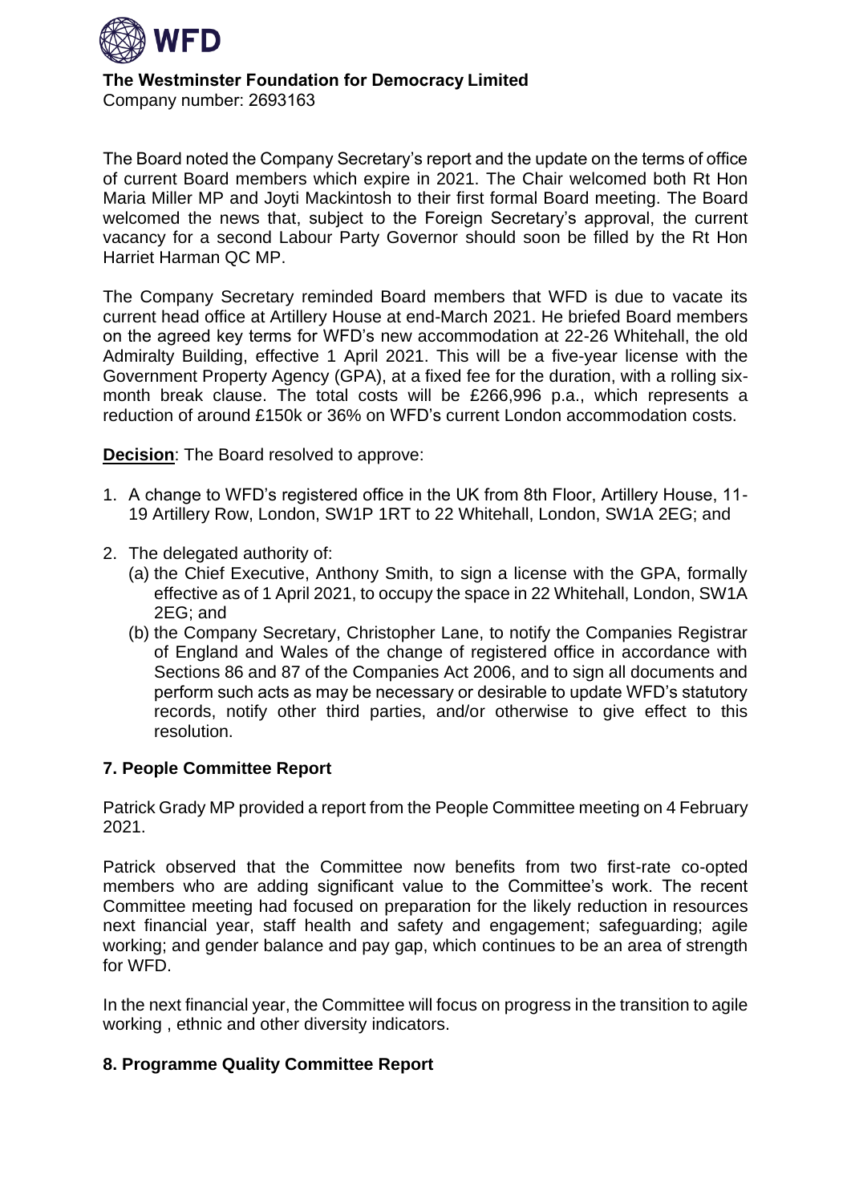**The Westminster Foundation for Democracy Limited**
Company number: 2693163

The Board noted the Company Secretary's report and the update on the terms of office of current Board members which expire in 2021. The Chair welcomed both Rt Hon Maria Miller MP and Joyti Mackintosh to their first formal Board meeting. The Board welcomed the news that, subject to the Foreign Secretary's approval, the current vacancy for a second Labour Party Governor should soon be filled by the Rt Hon Harriet Harman QC MP.

The Company Secretary reminded Board members that WFD is due to vacate its current head office at Artillery House at end-March 2021. He briefed Board members on the agreed key terms for WFD's new accommodation at 22-26 Whitehall, the old Admiralty Building, effective 1 April 2021. This will be a five-year license with the Government Property Agency (GPA), at a fixed fee for the duration, with a rolling six-month break clause. The total costs will be £266,996 p.a., which represents a reduction of around £150k or 36% on WFD's current London accommodation costs.

**Decision**: The Board resolved to approve:

1. A change to WFD's registered office in the UK from 8th Floor, Artillery House, 11-19 Artillery Row, London, SW1P 1RT to 22 Whitehall, London, SW1A 2EG; and
2. The delegated authority of:
   (a) the Chief Executive, Anthony Smith, to sign a license with the GPA, formally effective as of 1 April 2021, to occupy the space in 22 Whitehall, London, SW1A 2EG; and
   (b) the Company Secretary, Christopher Lane, to notify the Companies Registrar of England and Wales of the change of registered office in accordance with Sections 86 and 87 of the Companies Act 2006, and to sign all documents and perform such acts as may be necessary or desirable to update WFD's statutory records, notify other third parties, and/or otherwise to give effect to this resolution.

## 7. People Committee Report

Patrick Grady MP provided a report from the People Committee meeting on 4 February 2021.

Patrick observed that the Committee now benefits from two first-rate co-opted members who are adding significant value to the Committee's work. The recent Committee meeting had focused on preparation for the likely reduction in resources next financial year, staff health and safety and engagement; safeguarding; agile working; and gender balance and pay gap, which continues to be an area of strength for WFD.

In the next financial year, the Committee will focus on progress in the transition to agile working , ethnic and other diversity indicators.

## 8. Programme Quality Committee Report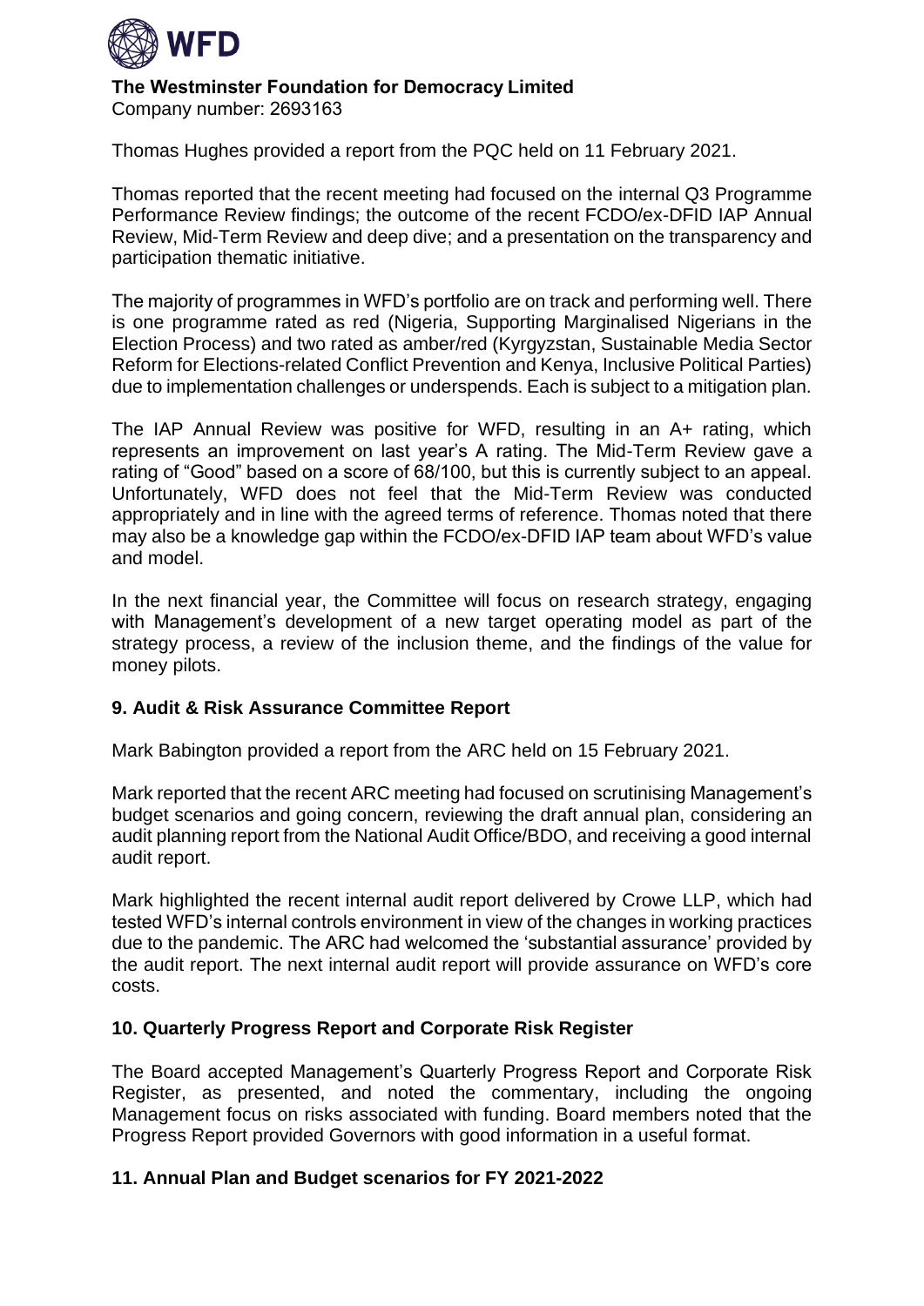Thomas Hughes provided a report from the PQC held on 11 February 2021.

Thomas reported that the recent meeting had focused on the internal Q3 Programme Performance Review findings; the outcome of the recent FCDO/ex-DFID IAP Annual Review, Mid-Term Review and deep dive; and a presentation on the transparency and participation thematic initiative.

The majority of programmes in WFD's portfolio are on track and performing well. There is one programme rated as red (Nigeria, Supporting Marginalised Nigerians in the Election Process) and two rated as amber/red (Kyrgyzstan, Sustainable Media Sector Reform for Elections-related Conflict Prevention and Kenya, Inclusive Political Parties) due to implementation challenges or underspends. Each is subject to a mitigation plan.

The IAP Annual Review was positive for WFD, resulting in an A+ rating, which represents an improvement on last year's A rating. The Mid-Term Review gave a rating of "Good" based on a score of 68/100, but this is currently subject to an appeal. Unfortunately, WFD does not feel that the Mid-Term Review was conducted appropriately and in line with the agreed terms of reference. Thomas noted that there may also be a knowledge gap within the FCDO/ex-DFID IAP team about WFD's value and model.

In the next financial year, the Committee will focus on research strategy, engaging with Management's development of a new target operating model as part of the strategy process, a review of the inclusion theme, and the findings of the value for money pilots.

## 9. Audit & Risk Assurance Committee Report

Mark Babington provided a report from the ARC held on 15 February 2021.

Mark reported that the recent ARC meeting had focused on scrutinising Management's budget scenarios and going concern, reviewing the draft annual plan, considering an audit planning report from the National Audit Office/BDO, and receiving a good internal audit report.

Mark highlighted the recent internal audit report delivered by Crowe LLP, which had tested WFD's internal controls environment in view of the changes in working practices due to the pandemic. The ARC had welcomed the 'substantial assurance' provided by the audit report. The next internal audit report will provide assurance on WFD's core costs.

## 10. Quarterly Progress Report and Corporate Risk Register

The Board accepted Management's Quarterly Progress Report and Corporate Risk Register, as presented, and noted the commentary, including the ongoing Management focus on risks associated with funding. Board members noted that the Progress Report provided Governors with good information in a useful format.

## 11. Annual Plan and Budget scenarios for FY 2021-2022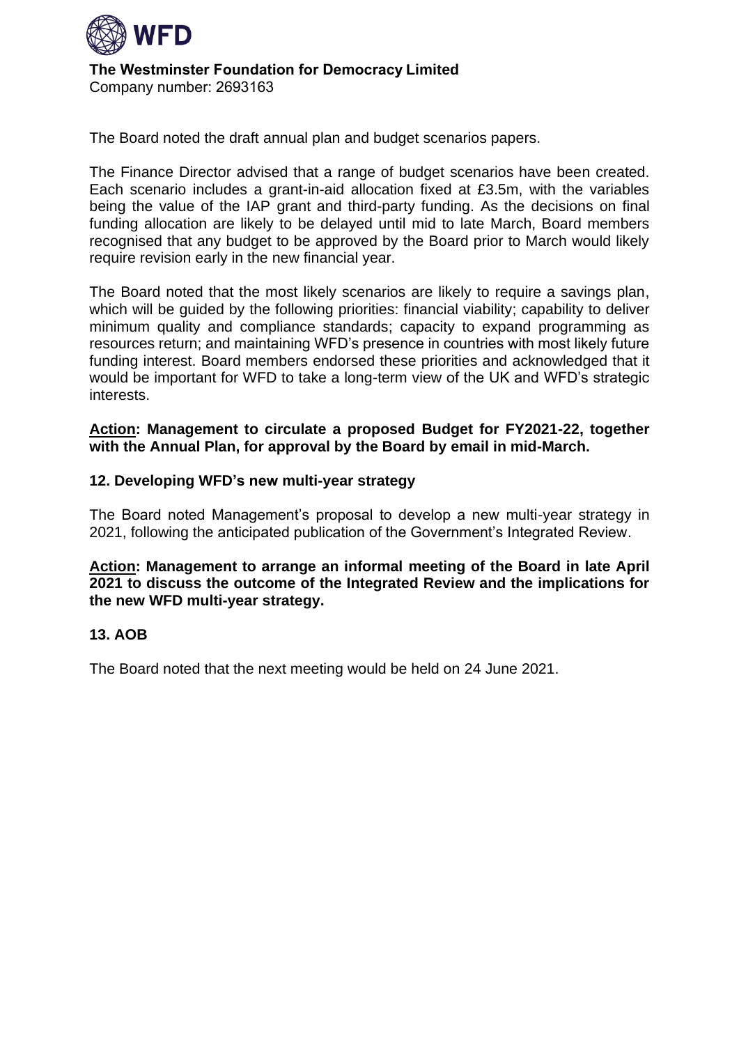The Board noted the draft annual plan and budget scenarios papers.

The Finance Director advised that a range of budget scenarios have been created. Each scenario includes a grant-in-aid allocation fixed at £3.5m, with the variables being the value of the IAP grant and third-party funding. As the decisions on final funding allocation are likely to be delayed until mid to late March, Board members recognised that any budget to be approved by the Board prior to March would likely require revision early in the new financial year.

The Board noted that the most likely scenarios are likely to require a savings plan, which will be guided by the following priorities: financial viability; capability to deliver minimum quality and compliance standards; capacity to expand programming as resources return; and maintaining WFD's presence in countries with most likely future funding interest. Board members endorsed these priorities and acknowledged that it would be important for WFD to take a long-term view of the UK and WFD's strategic interests.

**Action: Management to circulate a proposed Budget for FY2021-22, together with the Annual Plan, for approval by the Board by email in mid-March.**

## 12. Developing WFD's new multi-year strategy

The Board noted Management's proposal to develop a new multi-year strategy in 2021, following the anticipated publication of the Government's Integrated Review.

**Action: Management to arrange an informal meeting of the Board in late April 2021 to discuss the outcome of the Integrated Review and the implications for the new WFD multi-year strategy.**

## 13. AOB

The Board noted that the next meeting would be held on 24 June 2021.